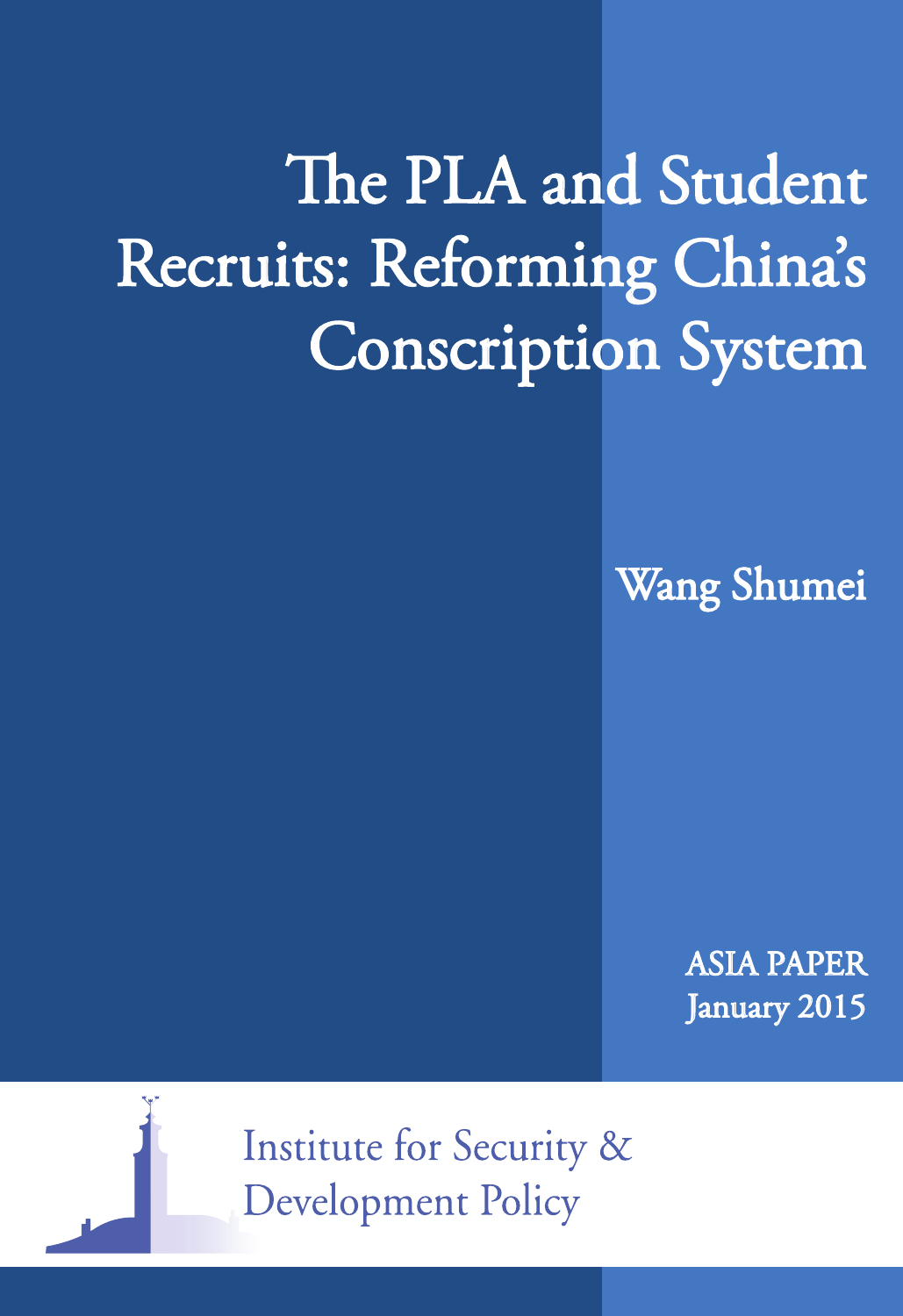# The PLA and Student Recruits: Reforming China's Conscription System

Wang Shumei

ASIA PAPER
January 2015

Institute for Security & Development Policy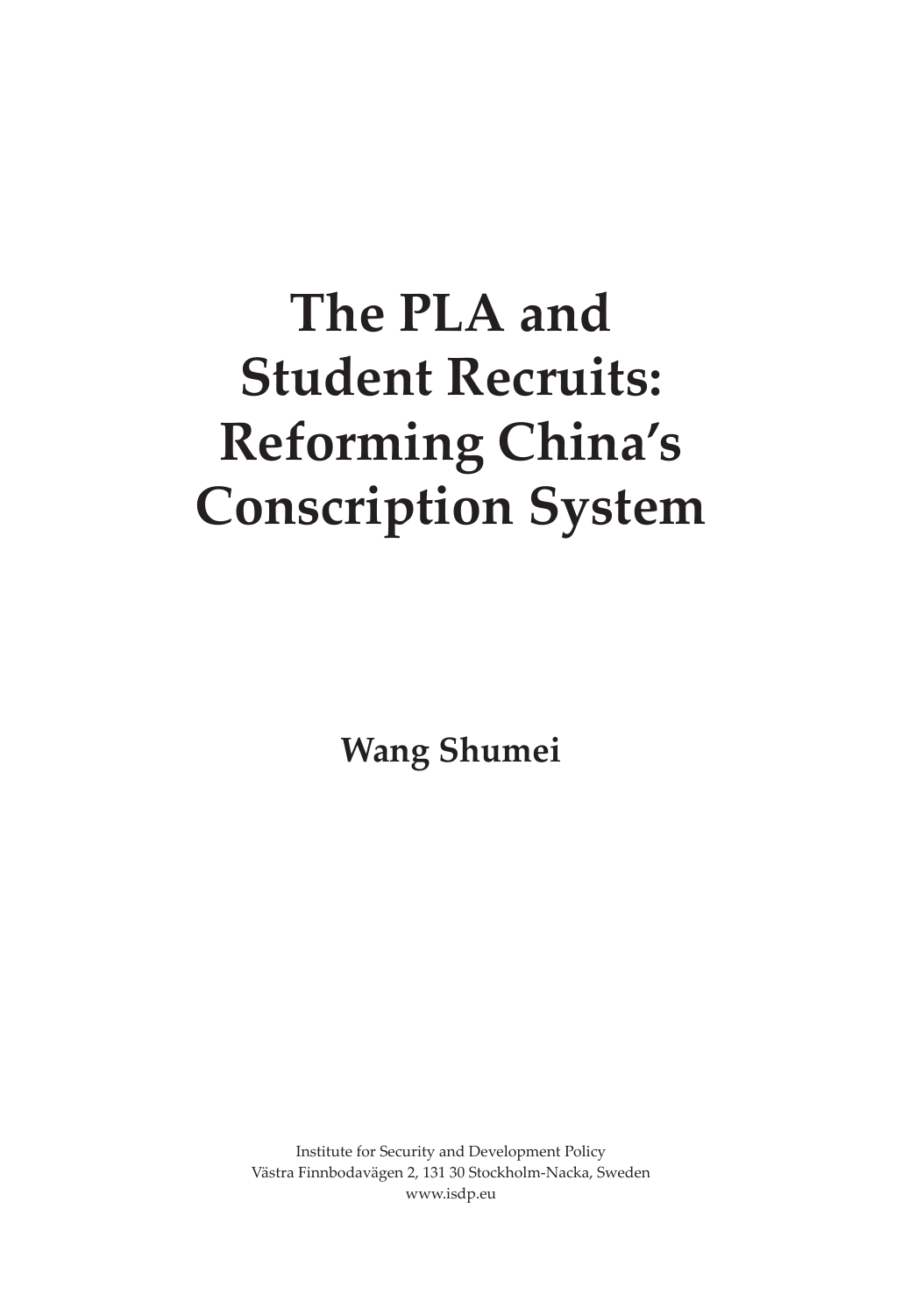# The PLA and Student Recruits: Reforming China's Conscription System

**Wang Shumei**

Institute for Security and Development Policy
Västra Finnbodavägen 2, 131 30 Stockholm-Nacka, Sweden
www.isdp.eu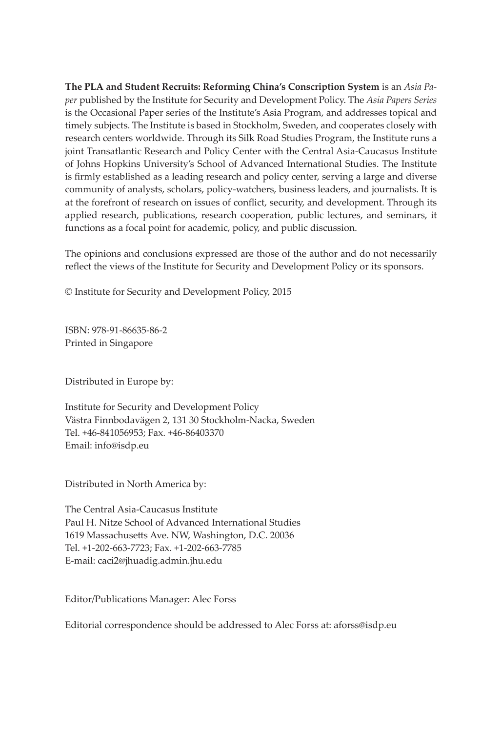**The PLA and Student Recruits: Reforming China's Conscription System** is an *Asia Paper* published by the Institute for Security and Development Policy. The *Asia Papers Series* is the Occasional Paper series of the Institute's Asia Program, and addresses topical and timely subjects. The Institute is based in Stockholm, Sweden, and cooperates closely with research centers worldwide. Through its Silk Road Studies Program, the Institute runs a joint Transatlantic Research and Policy Center with the Central Asia-Caucasus Institute of Johns Hopkins University's School of Advanced International Studies. The Institute is firmly established as a leading research and policy center, serving a large and diverse community of analysts, scholars, policy-watchers, business leaders, and journalists. It is at the forefront of research on issues of conflict, security, and development. Through its applied research, publications, research cooperation, public lectures, and seminars, it functions as a focal point for academic, policy, and public discussion.

The opinions and conclusions expressed are those of the author and do not necessarily reflect the views of the Institute for Security and Development Policy or its sponsors.

© Institute for Security and Development Policy, 2015

ISBN: 978-91-86635-86-2
Printed in Singapore

Distributed in Europe by:

Institute for Security and Development Policy
Västra Finnbodavägen 2, 131 30 Stockholm-Nacka, Sweden
Tel. +46-841056953; Fax. +46-86403370
Email: info@isdp.eu

Distributed in North America by:

The Central Asia-Caucasus Institute
Paul H. Nitze School of Advanced International Studies
1619 Massachusetts Ave. NW, Washington, D.C. 20036
Tel. +1-202-663-7723; Fax. +1-202-663-7785
E-mail: caci2@jhuadig.admin.jhu.edu

Editor/Publications Manager: Alec Forss

Editorial correspondence should be addressed to Alec Forss at: aforss@isdp.eu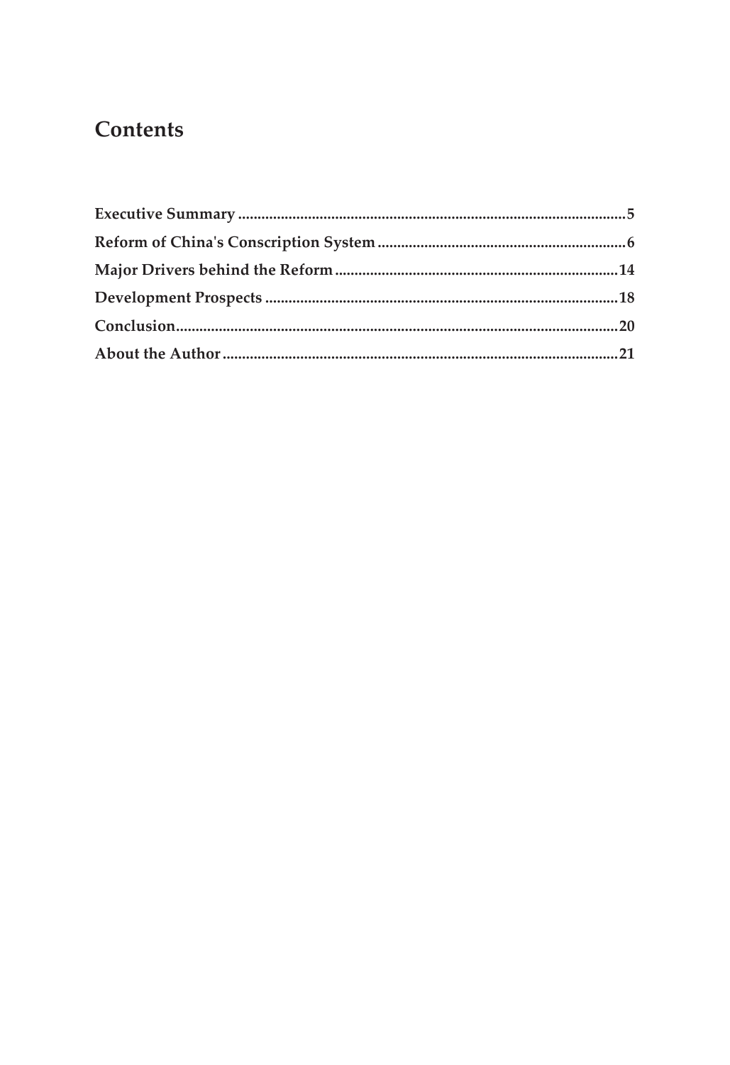# Contents

**Executive Summary** .......... **5**

**Reform of China's Conscription System** .......... **6**

**Major Drivers behind the Reform** .......... **14**

**Development Prospects** .......... **18**

**Conclusion** .......... **20**

**About the Author** .......... **21**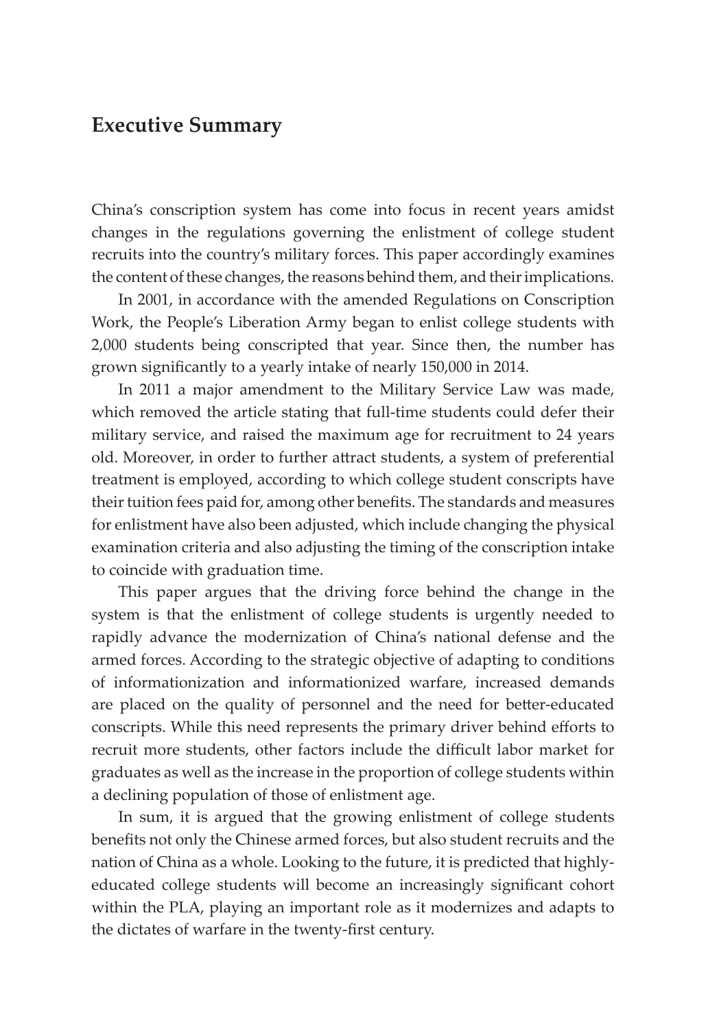## Executive Summary

China's conscription system has come into focus in recent years amidst changes in the regulations governing the enlistment of college student recruits into the country's military forces. This paper accordingly examines the content of these changes, the reasons behind them, and their implications.

In 2001, in accordance with the amended Regulations on Conscription Work, the People's Liberation Army began to enlist college students with 2,000 students being conscripted that year. Since then, the number has grown significantly to a yearly intake of nearly 150,000 in 2014.

In 2011 a major amendment to the Military Service Law was made, which removed the article stating that full-time students could defer their military service, and raised the maximum age for recruitment to 24 years old. Moreover, in order to further attract students, a system of preferential treatment is employed, according to which college student conscripts have their tuition fees paid for, among other benefits. The standards and measures for enlistment have also been adjusted, which include changing the physical examination criteria and also adjusting the timing of the conscription intake to coincide with graduation time.

This paper argues that the driving force behind the change in the system is that the enlistment of college students is urgently needed to rapidly advance the modernization of China's national defense and the armed forces. According to the strategic objective of adapting to conditions of informationization and informationized warfare, increased demands are placed on the quality of personnel and the need for better-educated conscripts. While this need represents the primary driver behind efforts to recruit more students, other factors include the difficult labor market for graduates as well as the increase in the proportion of college students within a declining population of those of enlistment age.

In sum, it is argued that the growing enlistment of college students benefits not only the Chinese armed forces, but also student recruits and the nation of China as a whole. Looking to the future, it is predicted that highly-educated college students will become an increasingly significant cohort within the PLA, playing an important role as it modernizes and adapts to the dictates of warfare in the twenty-first century.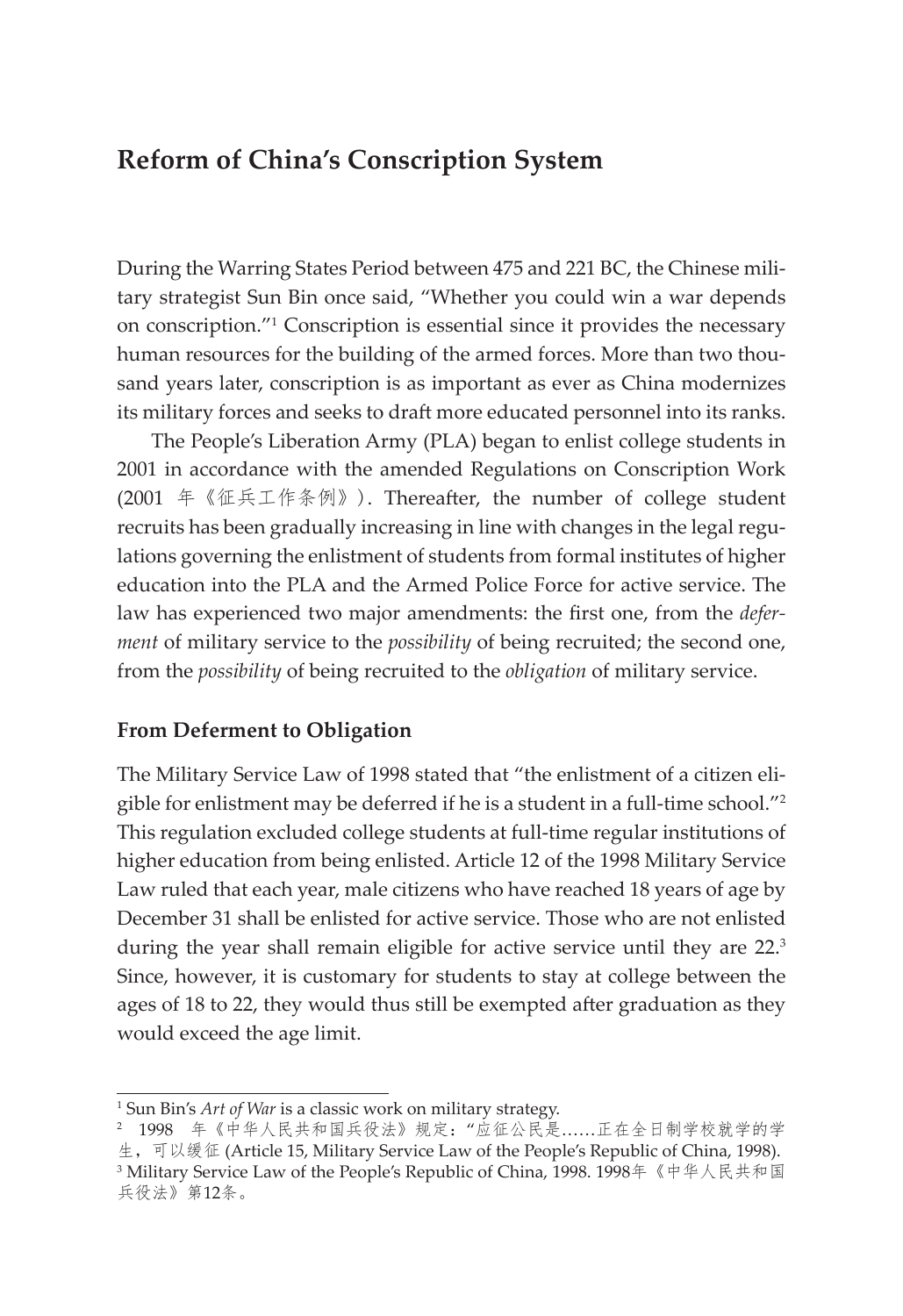# Reform of China's Conscription System

During the Warring States Period between 475 and 221 BC, the Chinese military strategist Sun Bin once said, "Whether you could win a war depends on conscription."[1] Conscription is essential since it provides the necessary human resources for the building of the armed forces. More than two thousand years later, conscription is as important as ever as China modernizes its military forces and seeks to draft more educated personnel into its ranks.

The People's Liberation Army (PLA) began to enlist college students in 2001 in accordance with the amended Regulations on Conscription Work (2001 年《征兵工作条例》). Thereafter, the number of college student recruits has been gradually increasing in line with changes in the legal regulations governing the enlistment of students from formal institutes of higher education into the PLA and the Armed Police Force for active service. The law has experienced two major amendments: the first one, from the *deferment* of military service to the *possibility* of being recruited; the second one, from the *possibility* of being recruited to the *obligation* of military service.

## From Deferment to Obligation

The Military Service Law of 1998 stated that "the enlistment of a citizen eligible for enlistment may be deferred if he is a student in a full-time school."[2] This regulation excluded college students at full-time regular institutions of higher education from being enlisted. Article 12 of the 1998 Military Service Law ruled that each year, male citizens who have reached 18 years of age by December 31 shall be enlisted for active service. Those who are not enlisted during the year shall remain eligible for active service until they are 22.[3] Since, however, it is customary for students to stay at college between the ages of 18 to 22, they would thus still be exempted after graduation as they would exceed the age limit.

---

[1] Sun Bin's *Art of War* is a classic work on military strategy.

[2] 1998 年《中华人民共和国兵役法》规定："应征公民是……正在全日制学校就学的学生，可以缓征 (Article 15, Military Service Law of the People's Republic of China, 1998).

[3] Military Service Law of the People's Republic of China, 1998. 1998年《中华人民共和国兵役法》第12条。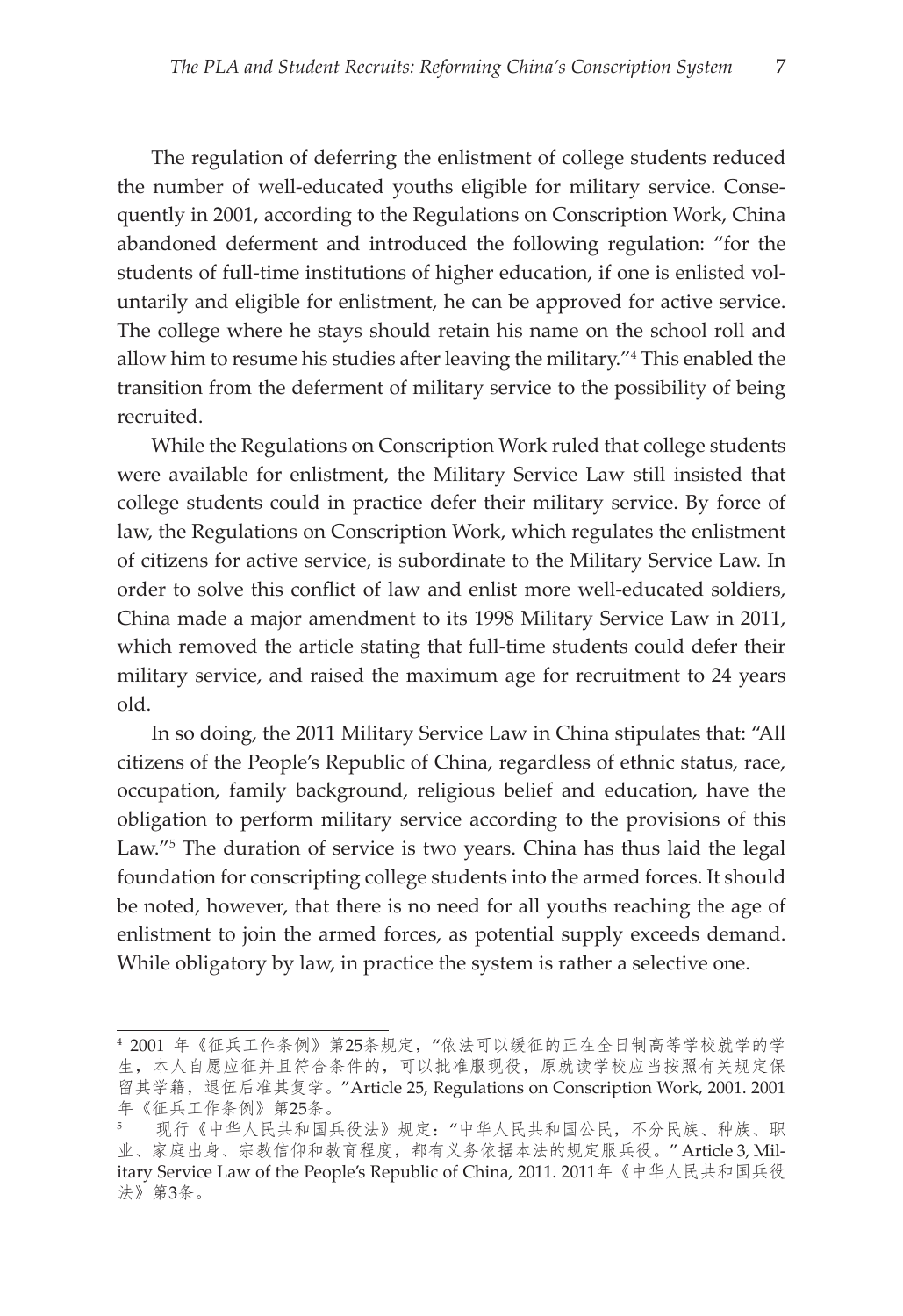The regulation of deferring the enlistment of college students reduced the number of well-educated youths eligible for military service. Consequently in 2001, according to the Regulations on Conscription Work, China abandoned deferment and introduced the following regulation: "for the students of full-time institutions of higher education, if one is enlisted voluntarily and eligible for enlistment, he can be approved for active service. The college where he stays should retain his name on the school roll and allow him to resume his studies after leaving the military."[4] This enabled the transition from the deferment of military service to the possibility of being recruited.

While the Regulations on Conscription Work ruled that college students were available for enlistment, the Military Service Law still insisted that college students could in practice defer their military service. By force of law, the Regulations on Conscription Work, which regulates the enlistment of citizens for active service, is subordinate to the Military Service Law. In order to solve this conflict of law and enlist more well-educated soldiers, China made a major amendment to its 1998 Military Service Law in 2011, which removed the article stating that full-time students could defer their military service, and raised the maximum age for recruitment to 24 years old.

In so doing, the 2011 Military Service Law in China stipulates that: "All citizens of the People's Republic of China, regardless of ethnic status, race, occupation, family background, religious belief and education, have the obligation to perform military service according to the provisions of this Law."[5] The duration of service is two years. China has thus laid the legal foundation for conscripting college students into the armed forces. It should be noted, however, that there is no need for all youths reaching the age of enlistment to join the armed forces, as potential supply exceeds demand. While obligatory by law, in practice the system is rather a selective one.

---

[4] 2001 年《征兵工作条例》第25条规定，"依法可以缓征的正在全日制高等学校就学的学生，本人自愿应征并且符合条件的，可以批准服现役，原就读学校应当按照有关规定保留其学籍，退伍后准其复学。"Article 25, Regulations on Conscription Work, 2001. 2001年《征兵工作条例》第25条。

[5] 现行《中华人民共和国兵役法》规定："中华人民共和国公民，不分民族、种族、职业、家庭出身、宗教信仰和教育程度，都有义务依据本法的规定服兵役。" Article 3, Military Service Law of the People's Republic of China, 2011. 2011年《中华人民共和国兵役法》第3条。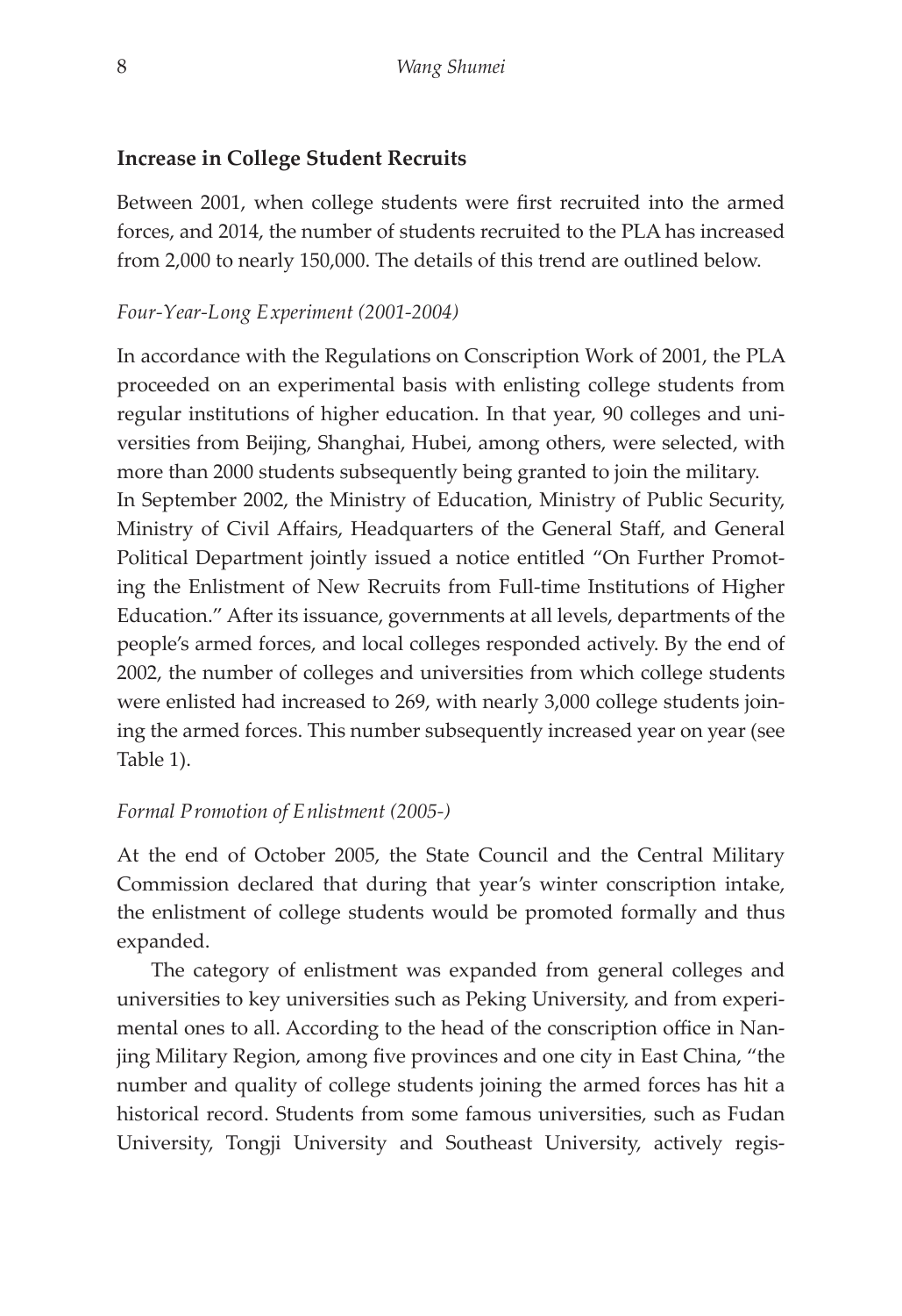### Increase in College Student Recruits

Between 2001, when college students were first recruited into the armed forces, and 2014, the number of students recruited to the PLA has increased from 2,000 to nearly 150,000. The details of this trend are outlined below.

#### *Four-Year-Long Experiment (2001-2004)*

In accordance with the Regulations on Conscription Work of 2001, the PLA proceeded on an experimental basis with enlisting college students from regular institutions of higher education. In that year, 90 colleges and universities from Beijing, Shanghai, Hubei, among others, were selected, with more than 2000 students subsequently being granted to join the military.

In September 2002, the Ministry of Education, Ministry of Public Security, Ministry of Civil Affairs, Headquarters of the General Staff, and General Political Department jointly issued a notice entitled "On Further Promoting the Enlistment of New Recruits from Full-time Institutions of Higher Education." After its issuance, governments at all levels, departments of the people's armed forces, and local colleges responded actively. By the end of 2002, the number of colleges and universities from which college students were enlisted had increased to 269, with nearly 3,000 college students joining the armed forces. This number subsequently increased year on year (see Table 1).

#### *Formal Promotion of Enlistment (2005-)*

At the end of October 2005, the State Council and the Central Military Commission declared that during that year's winter conscription intake, the enlistment of college students would be promoted formally and thus expanded.

The category of enlistment was expanded from general colleges and universities to key universities such as Peking University, and from experimental ones to all. According to the head of the conscription office in Nanjing Military Region, among five provinces and one city in East China, "the number and quality of college students joining the armed forces has hit a historical record. Students from some famous universities, such as Fudan University, Tongji University and Southeast University, actively regis-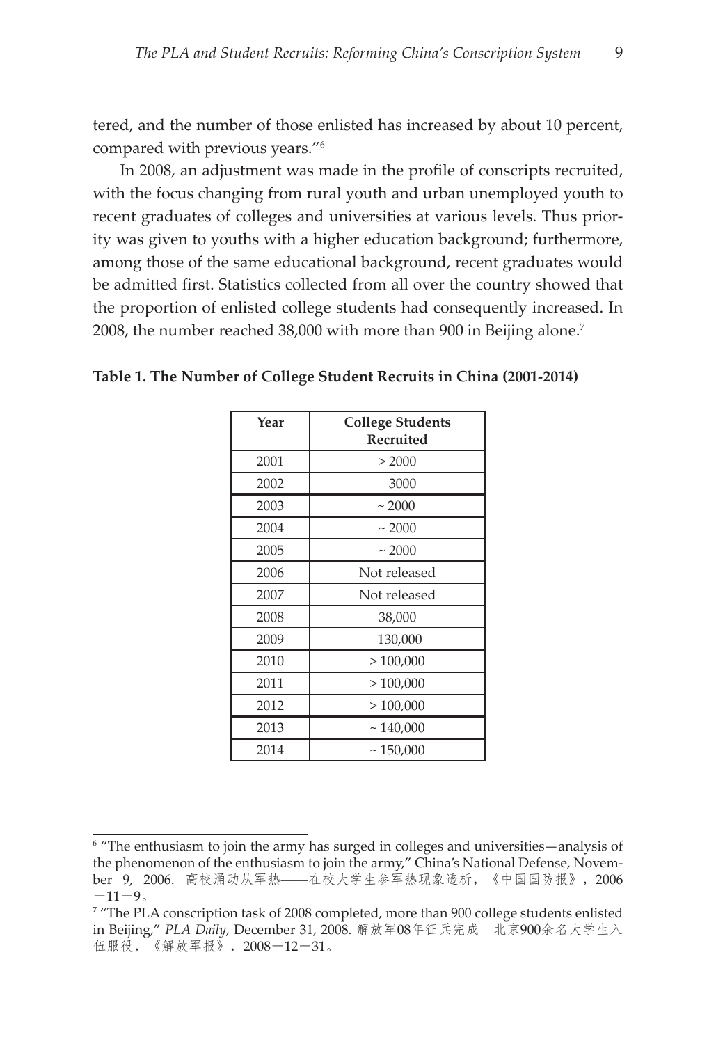tered, and the number of those enlisted has increased by about 10 percent, compared with previous years."[6]

In 2008, an adjustment was made in the profile of conscripts recruited, with the focus changing from rural youth and urban unemployed youth to recent graduates of colleges and universities at various levels. Thus priority was given to youths with a higher education background; furthermore, among those of the same educational background, recent graduates would be admitted first. Statistics collected from all over the country showed that the proportion of enlisted college students had consequently increased. In 2008, the number reached 38,000 with more than 900 in Beijing alone.[7]

**Table 1. The Number of College Student Recruits in China (2001-2014)**

| Year | College Students Recruited |
|---|---|
| 2001 | > 2000 |
| 2002 | 3000 |
| 2003 | ~ 2000 |
| 2004 | ~ 2000 |
| 2005 | ~ 2000 |
| 2006 | Not released |
| 2007 | Not released |
| 2008 | 38,000 |
| 2009 | 130,000 |
| 2010 | > 100,000 |
| 2011 | > 100,000 |
| 2012 | > 100,000 |
| 2013 | ~ 140,000 |
| 2014 | ~ 150,000 |

---

[6] "The enthusiasm to join the army has surged in colleges and universities—analysis of the phenomenon of the enthusiasm to join the army," China's National Defense, November 9, 2006. 高校涌动从军热——在校大学生参军热现象透析，《中国国防报》，2006－11－9。

[7] "The PLA conscription task of 2008 completed, more than 900 college students enlisted in Beijing," *PLA Daily*, December 31, 2008. 解放军08年征兵完成　北京900余名大学生入伍服役，《解放军报》，2008－12－31。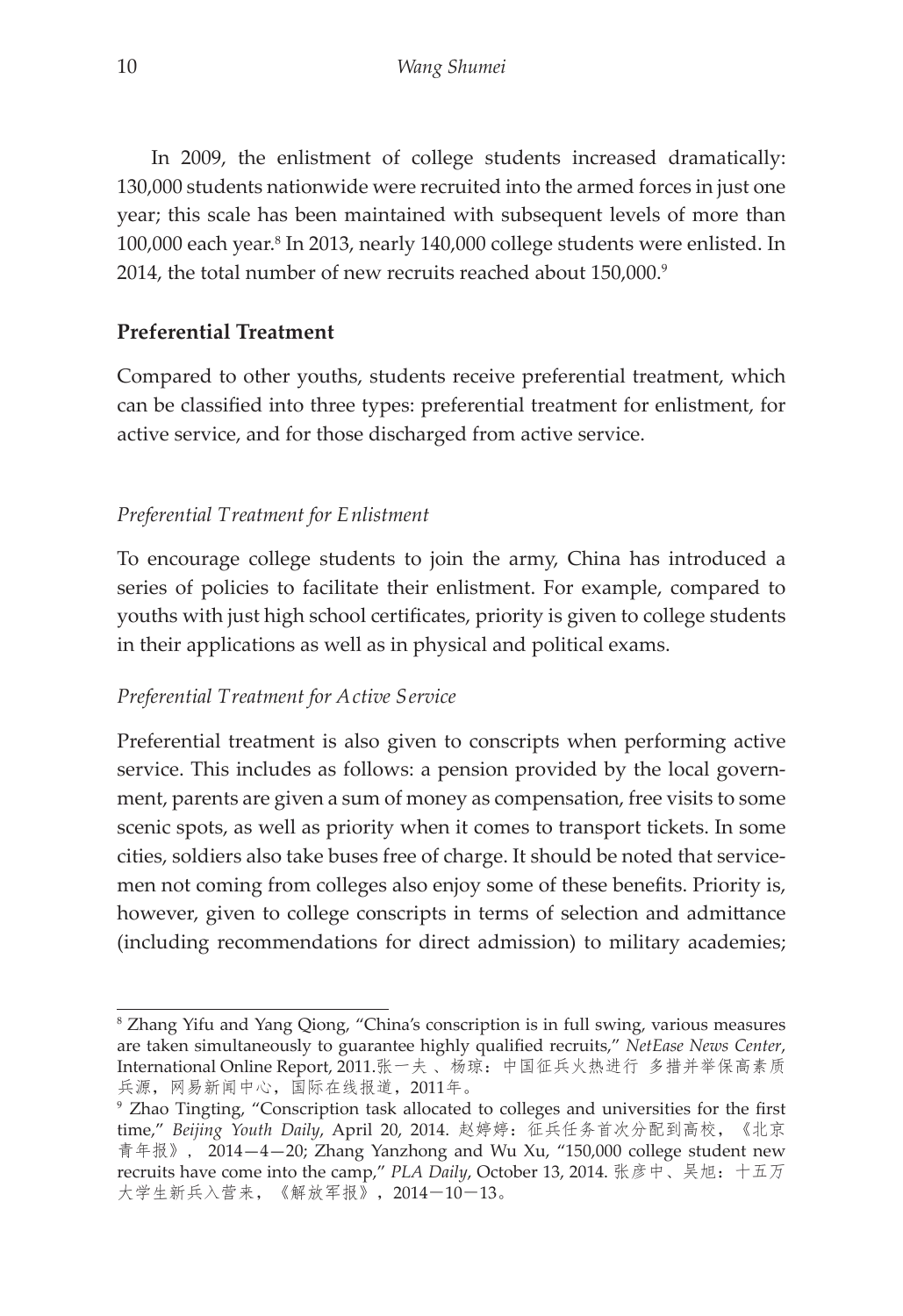In 2009, the enlistment of college students increased dramatically: 130,000 students nationwide were recruited into the armed forces in just one year; this scale has been maintained with subsequent levels of more than 100,000 each year.[8] In 2013, nearly 140,000 college students were enlisted. In 2014, the total number of new recruits reached about 150,000.[9]

## Preferential Treatment

Compared to other youths, students receive preferential treatment, which can be classified into three types: preferential treatment for enlistment, for active service, and for those discharged from active service.

### *Preferential Treatment for Enlistment*

To encourage college students to join the army, China has introduced a series of policies to facilitate their enlistment. For example, compared to youths with just high school certificates, priority is given to college students in their applications as well as in physical and political exams.

### *Preferential Treatment for Active Service*

Preferential treatment is also given to conscripts when performing active service. This includes as follows: a pension provided by the local government, parents are given a sum of money as compensation, free visits to some scenic spots, as well as priority when it comes to transport tickets. In some cities, soldiers also take buses free of charge. It should be noted that servicemen not coming from colleges also enjoy some of these benefits. Priority is, however, given to college conscripts in terms of selection and admittance (including recommendations for direct admission) to military academies;

---

[8] Zhang Yifu and Yang Qiong, "China's conscription is in full swing, various measures are taken simultaneously to guarantee highly qualified recruits," *NetEase News Center*, International Online Report, 2011.张一夫 、杨琼：中国征兵火热进行 多措并举保高素质兵源，网易新闻中心，国际在线报道，2011年。

[9] Zhao Tingting, "Conscription task allocated to colleges and universities for the first time," *Beijing Youth Daily*, April 20, 2014. 赵婷婷：征兵任务首次分配到高校，《北京青年报》， 2014—4—20; Zhang Yanzhong and Wu Xu, "150,000 college student new recruits have come into the camp," *PLA Daily*, October 13, 2014. 张彦中、吴旭：十五万大学生新兵入营来，《解放军报》，2014－10－13。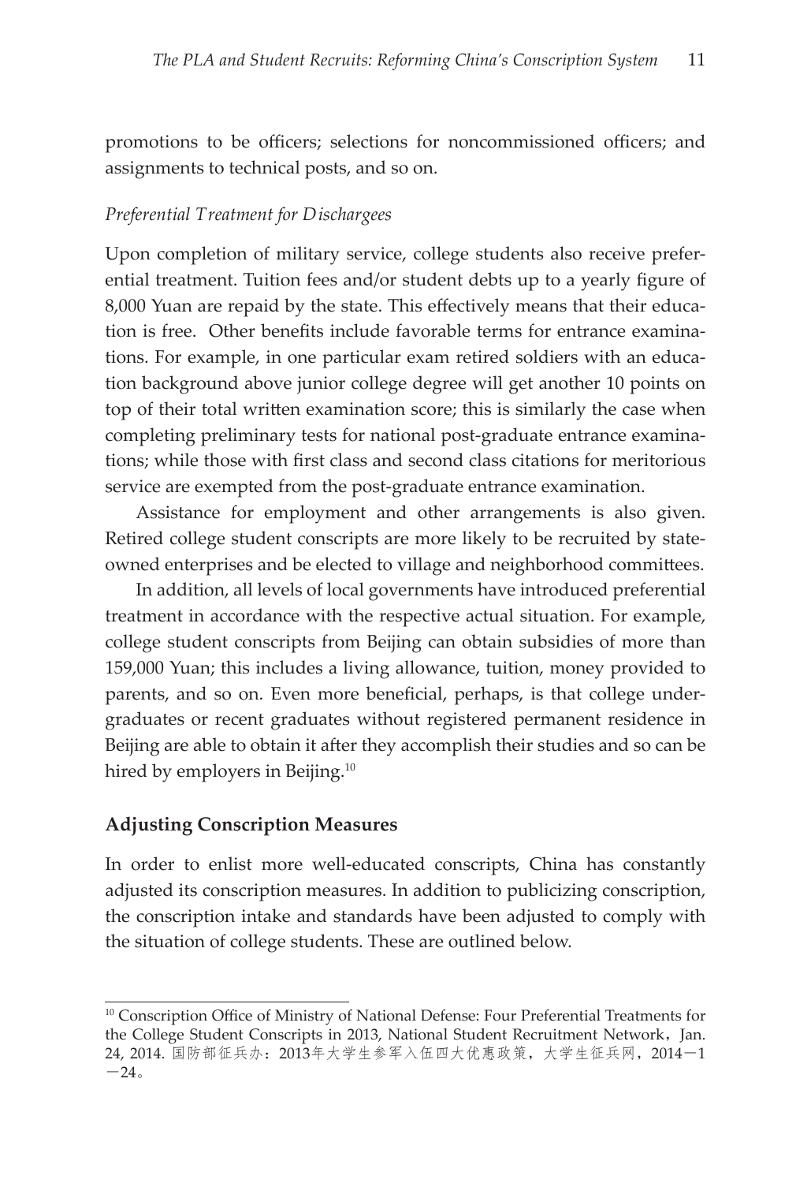promotions to be officers; selections for noncommissioned officers; and assignments to technical posts, and so on.

*Preferential Treatment for Dischargees*

Upon completion of military service, college students also receive preferential treatment. Tuition fees and/or student debts up to a yearly figure of 8,000 Yuan are repaid by the state. This effectively means that their education is free. Other benefits include favorable terms for entrance examinations. For example, in one particular exam retired soldiers with an education background above junior college degree will get another 10 points on top of their total written examination score; this is similarly the case when completing preliminary tests for national post-graduate entrance examinations; while those with first class and second class citations for meritorious service are exempted from the post-graduate entrance examination.

Assistance for employment and other arrangements is also given. Retired college student conscripts are more likely to be recruited by state-owned enterprises and be elected to village and neighborhood committees.

In addition, all levels of local governments have introduced preferential treatment in accordance with the respective actual situation. For example, college student conscripts from Beijing can obtain subsidies of more than 159,000 Yuan; this includes a living allowance, tuition, money provided to parents, and so on. Even more beneficial, perhaps, is that college undergraduates or recent graduates without registered permanent residence in Beijing are able to obtain it after they accomplish their studies and so can be hired by employers in Beijing.[10]

## Adjusting Conscription Measures

In order to enlist more well-educated conscripts, China has constantly adjusted its conscription measures. In addition to publicizing conscription, the conscription intake and standards have been adjusted to comply with the situation of college students. These are outlined below.

---

[10] Conscription Office of Ministry of National Defense: Four Preferential Treatments for the College Student Conscripts in 2013, National Student Recruitment Network，Jan. 24, 2014. 国防部征兵办：2013年大学生参军入伍四大优惠政策，大学生征兵网，2014－1－24。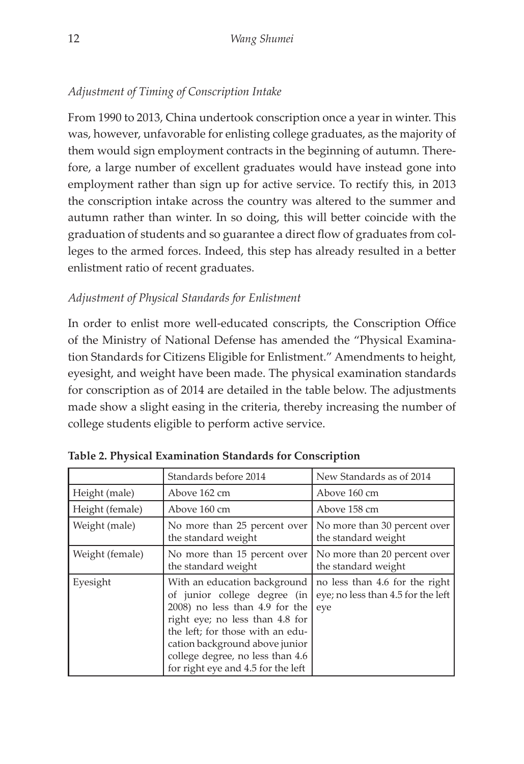*Adjustment of Timing of Conscription Intake*

From 1990 to 2013, China undertook conscription once a year in winter. This was, however, unfavorable for enlisting college graduates, as the majority of them would sign employment contracts in the beginning of autumn. Therefore, a large number of excellent graduates would have instead gone into employment rather than sign up for active service. To rectify this, in 2013 the conscription intake across the country was altered to the summer and autumn rather than winter. In so doing, this will better coincide with the graduation of students and so guarantee a direct flow of graduates from colleges to the armed forces. Indeed, this step has already resulted in a better enlistment ratio of recent graduates.

*Adjustment of Physical Standards for Enlistment*

In order to enlist more well-educated conscripts, the Conscription Office of the Ministry of National Defense has amended the "Physical Examination Standards for Citizens Eligible for Enlistment." Amendments to height, eyesight, and weight have been made. The physical examination standards for conscription as of 2014 are detailed in the table below. The adjustments made show a slight easing in the criteria, thereby increasing the number of college students eligible to perform active service.

**Table 2. Physical Examination Standards for Conscription**

| | Standards before 2014 | New Standards as of 2014 |
|---|---|---|
| Height (male) | Above 162 cm | Above 160 cm |
| Height (female) | Above 160 cm | Above 158 cm |
| Weight (male) | No more than 25 percent over the standard weight | No more than 30 percent over the standard weight |
| Weight (female) | No more than 15 percent over the standard weight | No more than 20 percent over the standard weight |
| Eyesight | With an education background of junior college degree (in 2008) no less than 4.9 for the right eye; no less than 4.8 for the left; for those with an education background above junior college degree, no less than 4.6 for right eye and 4.5 for the left | no less than 4.6 for the right eye; no less than 4.5 for the left eye |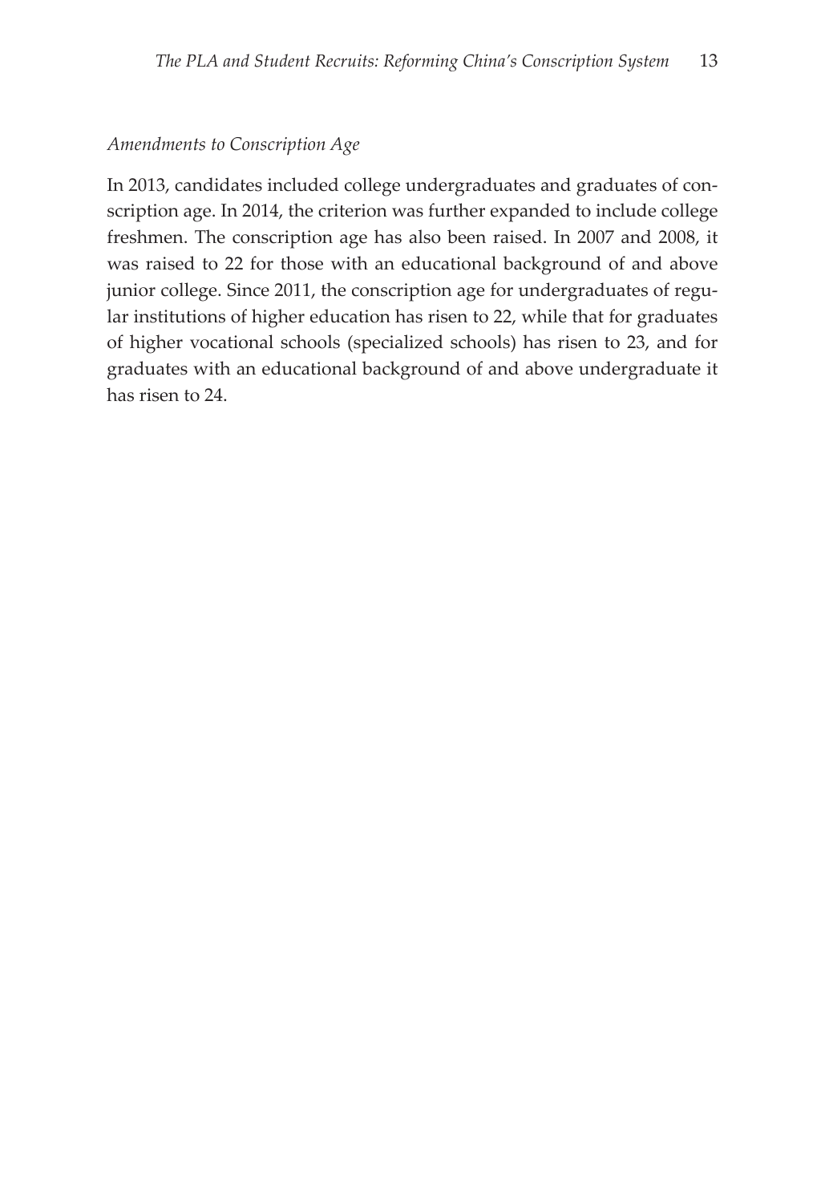### *Amendments to Conscription Age*

In 2013, candidates included college undergraduates and graduates of conscription age. In 2014, the criterion was further expanded to include college freshmen. The conscription age has also been raised. In 2007 and 2008, it was raised to 22 for those with an educational background of and above junior college. Since 2011, the conscription age for undergraduates of regular institutions of higher education has risen to 22, while that for graduates of higher vocational schools (specialized schools) has risen to 23, and for graduates with an educational background of and above undergraduate it has risen to 24.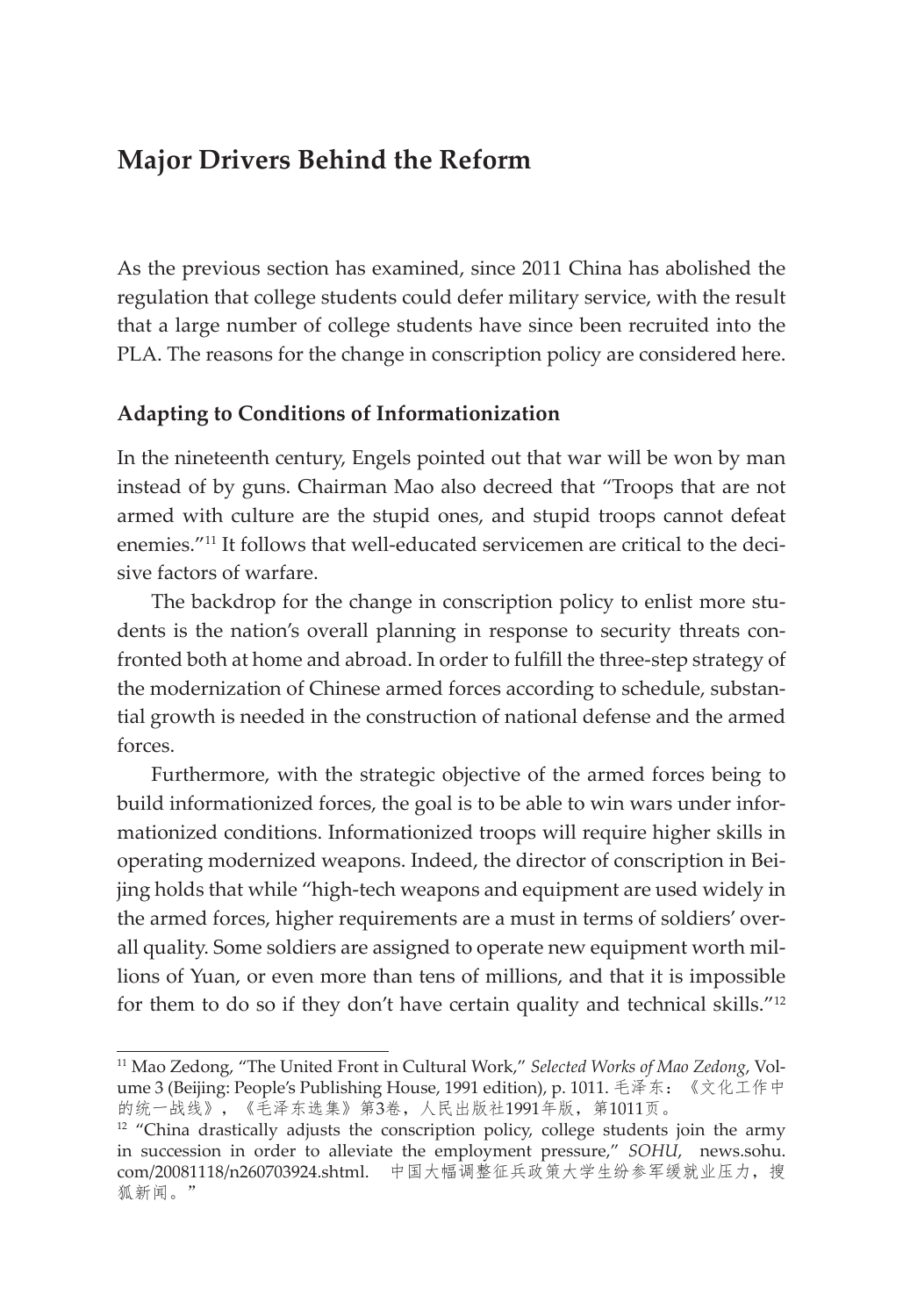## Major Drivers Behind the Reform

As the previous section has examined, since 2011 China has abolished the regulation that college students could defer military service, with the result that a large number of college students have since been recruited into the PLA. The reasons for the change in conscription policy are considered here.

### Adapting to Conditions of Informationization

In the nineteenth century, Engels pointed out that war will be won by man instead of by guns. Chairman Mao also decreed that "Troops that are not armed with culture are the stupid ones, and stupid troops cannot defeat enemies."[11] It follows that well-educated servicemen are critical to the decisive factors of warfare.

The backdrop for the change in conscription policy to enlist more students is the nation's overall planning in response to security threats confronted both at home and abroad. In order to fulfill the three-step strategy of the modernization of Chinese armed forces according to schedule, substantial growth is needed in the construction of national defense and the armed forces.

Furthermore, with the strategic objective of the armed forces being to build informationized forces, the goal is to be able to win wars under informationized conditions. Informationized troops will require higher skills in operating modernized weapons. Indeed, the director of conscription in Beijing holds that while "high-tech weapons and equipment are used widely in the armed forces, higher requirements are a must in terms of soldiers' overall quality. Some soldiers are assigned to operate new equipment worth millions of Yuan, or even more than tens of millions, and that it is impossible for them to do so if they don't have certain quality and technical skills."[12]

---

[11] Mao Zedong, "The United Front in Cultural Work," *Selected Works of Mao Zedong*, Volume 3 (Beijing: People's Publishing House, 1991 edition), p. 1011. 毛泽东：《文化工作中的统一战线》，《毛泽东选集》第3卷，人民出版社1991年版，第1011页。

[12] "China drastically adjusts the conscription policy, college students join the army in succession in order to alleviate the employment pressure," *SOHU*, news.sohu.com/20081118/n260703924.shtml. 中国大幅调整征兵政策大学生纷参军缓就业压力，搜狐新闻。"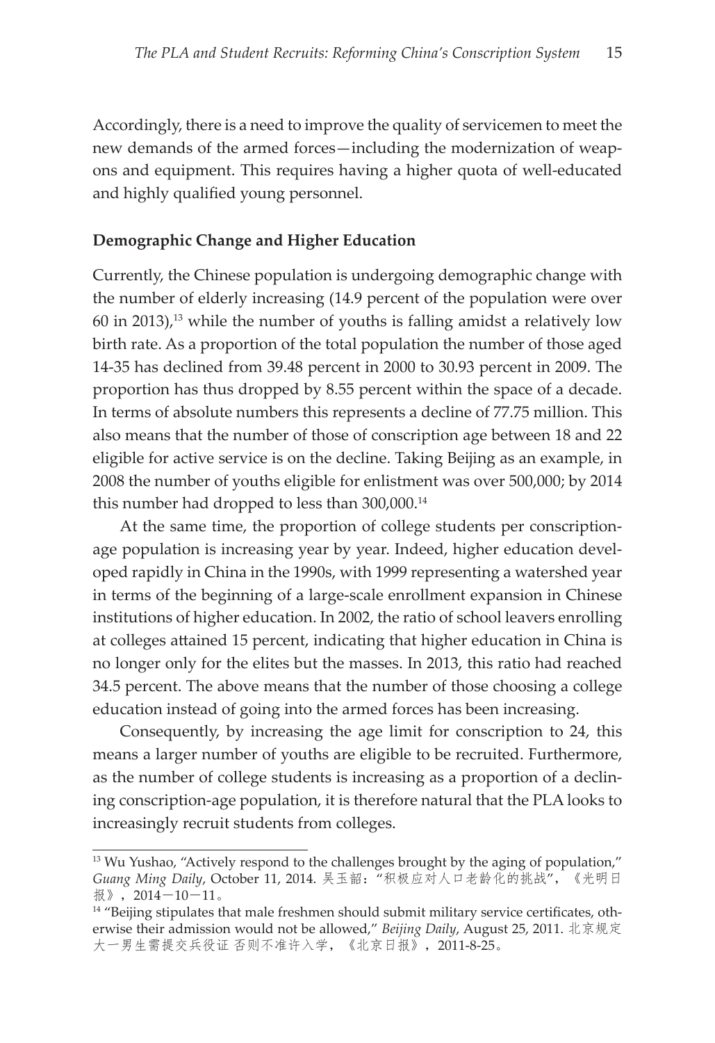Accordingly, there is a need to improve the quality of servicemen to meet the new demands of the armed forces—including the modernization of weapons and equipment. This requires having a higher quota of well-educated and highly qualified young personnel.

**Demographic Change and Higher Education**

Currently, the Chinese population is undergoing demographic change with the number of elderly increasing (14.9 percent of the population were over 60 in 2013),[13] while the number of youths is falling amidst a relatively low birth rate. As a proportion of the total population the number of those aged 14-35 has declined from 39.48 percent in 2000 to 30.93 percent in 2009. The proportion has thus dropped by 8.55 percent within the space of a decade. In terms of absolute numbers this represents a decline of 77.75 million. This also means that the number of those of conscription age between 18 and 22 eligible for active service is on the decline. Taking Beijing as an example, in 2008 the number of youths eligible for enlistment was over 500,000; by 2014 this number had dropped to less than 300,000.[14]

At the same time, the proportion of college students per conscription-age population is increasing year by year. Indeed, higher education developed rapidly in China in the 1990s, with 1999 representing a watershed year in terms of the beginning of a large-scale enrollment expansion in Chinese institutions of higher education. In 2002, the ratio of school leavers enrolling at colleges attained 15 percent, indicating that higher education in China is no longer only for the elites but the masses. In 2013, this ratio had reached 34.5 percent. The above means that the number of those choosing a college education instead of going into the armed forces has been increasing.

Consequently, by increasing the age limit for conscription to 24, this means a larger number of youths are eligible to be recruited. Furthermore, as the number of college students is increasing as a proportion of a declining conscription-age population, it is therefore natural that the PLA looks to increasingly recruit students from colleges.

---

[13] Wu Yushao, "Actively respond to the challenges brought by the aging of population," *Guang Ming Daily*, October 11, 2014. 吴玉韶："积极应对人口老龄化的挑战"，《光明日报》，2014－10－11。

[14] "Beijing stipulates that male freshmen should submit military service certificates, otherwise their admission would not be allowed," *Beijing Daily*, August 25, 2011. 北京规定大一男生需提交兵役证 否则不准许入学，《北京日报》，2011-8-25。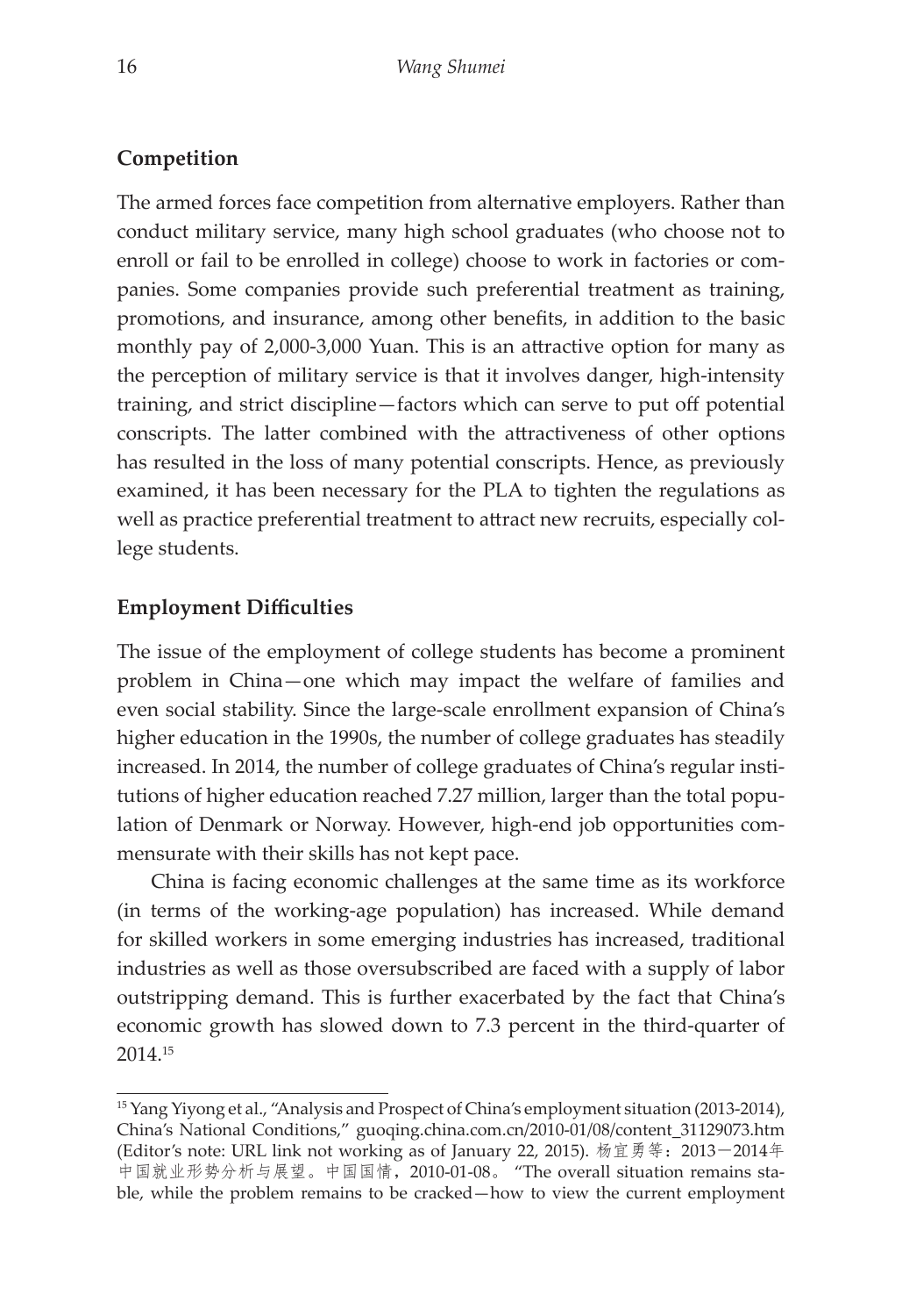## Competition

The armed forces face competition from alternative employers. Rather than conduct military service, many high school graduates (who choose not to enroll or fail to be enrolled in college) choose to work in factories or companies. Some companies provide such preferential treatment as training, promotions, and insurance, among other benefits, in addition to the basic monthly pay of 2,000-3,000 Yuan. This is an attractive option for many as the perception of military service is that it involves danger, high-intensity training, and strict discipline—factors which can serve to put off potential conscripts. The latter combined with the attractiveness of other options has resulted in the loss of many potential conscripts. Hence, as previously examined, it has been necessary for the PLA to tighten the regulations as well as practice preferential treatment to attract new recruits, especially college students.

## Employment Difficulties

The issue of the employment of college students has become a prominent problem in China—one which may impact the welfare of families and even social stability. Since the large-scale enrollment expansion of China's higher education in the 1990s, the number of college graduates has steadily increased. In 2014, the number of college graduates of China's regular institutions of higher education reached 7.27 million, larger than the total population of Denmark or Norway. However, high-end job opportunities commensurate with their skills has not kept pace.

China is facing economic challenges at the same time as its workforce (in terms of the working-age population) has increased. While demand for skilled workers in some emerging industries has increased, traditional industries as well as those oversubscribed are faced with a supply of labor outstripping demand. This is further exacerbated by the fact that China's economic growth has slowed down to 7.3 percent in the third-quarter of 2014.[15]

---

[15] Yang Yiyong et al., "Analysis and Prospect of China's employment situation (2013-2014), China's National Conditions," guoqing.china.com.cn/2010-01/08/content_31129073.htm (Editor's note: URL link not working as of January 22, 2015). 杨宜勇等：2013－2014年中国就业形势分析与展望。中国国情，2010-01-08。 "The overall situation remains stable, while the problem remains to be cracked—how to view the current employment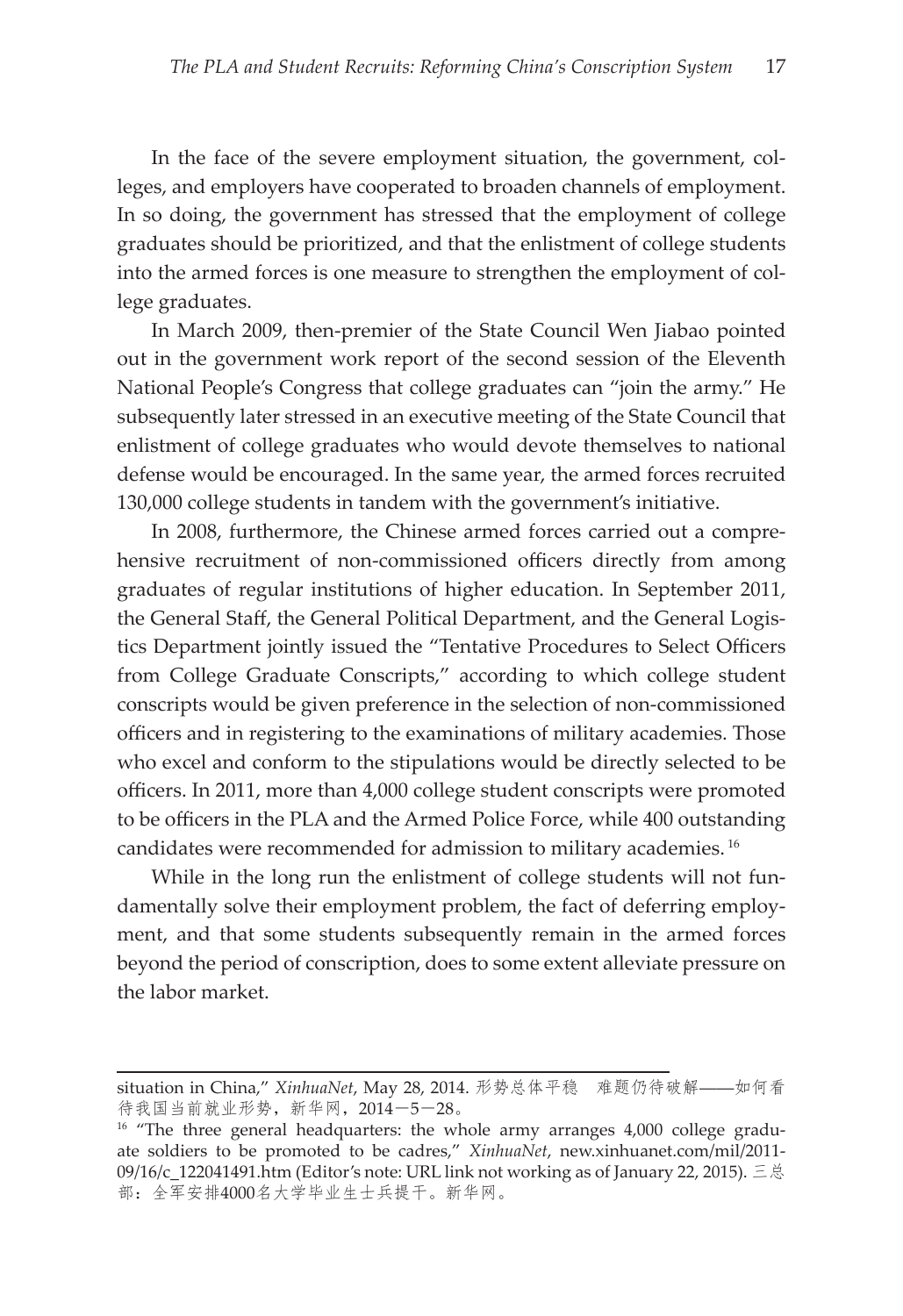In the face of the severe employment situation, the government, colleges, and employers have cooperated to broaden channels of employment. In so doing, the government has stressed that the employment of college graduates should be prioritized, and that the enlistment of college students into the armed forces is one measure to strengthen the employment of college graduates.

In March 2009, then-premier of the State Council Wen Jiabao pointed out in the government work report of the second session of the Eleventh National People's Congress that college graduates can "join the army." He subsequently later stressed in an executive meeting of the State Council that enlistment of college graduates who would devote themselves to national defense would be encouraged. In the same year, the armed forces recruited 130,000 college students in tandem with the government's initiative.

In 2008, furthermore, the Chinese armed forces carried out a comprehensive recruitment of non-commissioned officers directly from among graduates of regular institutions of higher education. In September 2011, the General Staff, the General Political Department, and the General Logistics Department jointly issued the "Tentative Procedures to Select Officers from College Graduate Conscripts," according to which college student conscripts would be given preference in the selection of non-commissioned officers and in registering to the examinations of military academies. Those who excel and conform to the stipulations would be directly selected to be officers. In 2011, more than 4,000 college student conscripts were promoted to be officers in the PLA and the Armed Police Force, while 400 outstanding candidates were recommended for admission to military academies.[16]

While in the long run the enlistment of college students will not fundamentally solve their employment problem, the fact of deferring employment, and that some students subsequently remain in the armed forces beyond the period of conscription, does to some extent alleviate pressure on the labor market.

---

situation in China," *XinhuaNet*, May 28, 2014. 形势总体平稳　难题仍待破解——如何看待我国当前就业形势，新华网，2014－5－28。

[16] "The three general headquarters: the whole army arranges 4,000 college graduate soldiers to be promoted to be cadres," *XinhuaNet*, new.xinhuanet.com/mil/2011-09/16/c_122041491.htm (Editor's note: URL link not working as of January 22, 2015). 三总部：全军安排4000名大学毕业生士兵提干。新华网。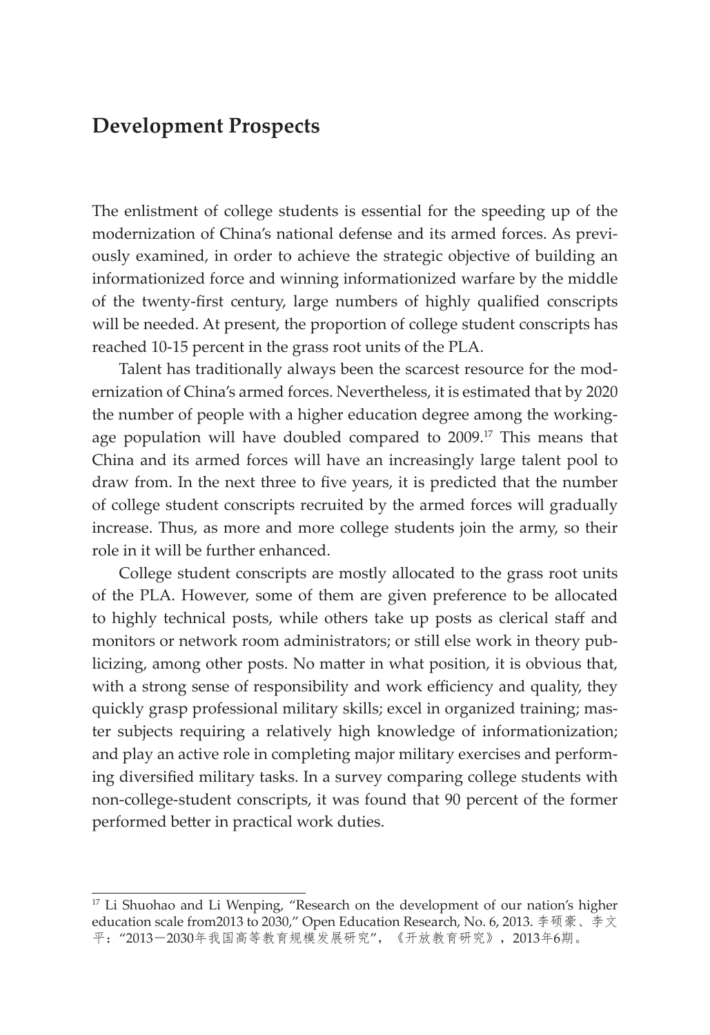## Development Prospects

The enlistment of college students is essential for the speeding up of the modernization of China's national defense and its armed forces. As previously examined, in order to achieve the strategic objective of building an informationized force and winning informationized warfare by the middle of the twenty-first century, large numbers of highly qualified conscripts will be needed. At present, the proportion of college student conscripts has reached 10-15 percent in the grass root units of the PLA.

Talent has traditionally always been the scarcest resource for the modernization of China's armed forces. Nevertheless, it is estimated that by 2020 the number of people with a higher education degree among the working-age population will have doubled compared to 2009.[17] This means that China and its armed forces will have an increasingly large talent pool to draw from. In the next three to five years, it is predicted that the number of college student conscripts recruited by the armed forces will gradually increase. Thus, as more and more college students join the army, so their role in it will be further enhanced.

College student conscripts are mostly allocated to the grass root units of the PLA. However, some of them are given preference to be allocated to highly technical posts, while others take up posts as clerical staff and monitors or network room administrators; or still else work in theory publicizing, among other posts. No matter in what position, it is obvious that, with a strong sense of responsibility and work efficiency and quality, they quickly grasp professional military skills; excel in organized training; master subjects requiring a relatively high knowledge of informationization; and play an active role in completing major military exercises and performing diversified military tasks. In a survey comparing college students with non-college-student conscripts, it was found that 90 percent of the former performed better in practical work duties.

---

[17] Li Shuohao and Li Wenping, "Research on the development of our nation's higher education scale from2013 to 2030," Open Education Research, No. 6, 2013. 李硕豪、李文平："2013－2030年我国高等教育规模发展研究"，《开放教育研究》，2013年6期。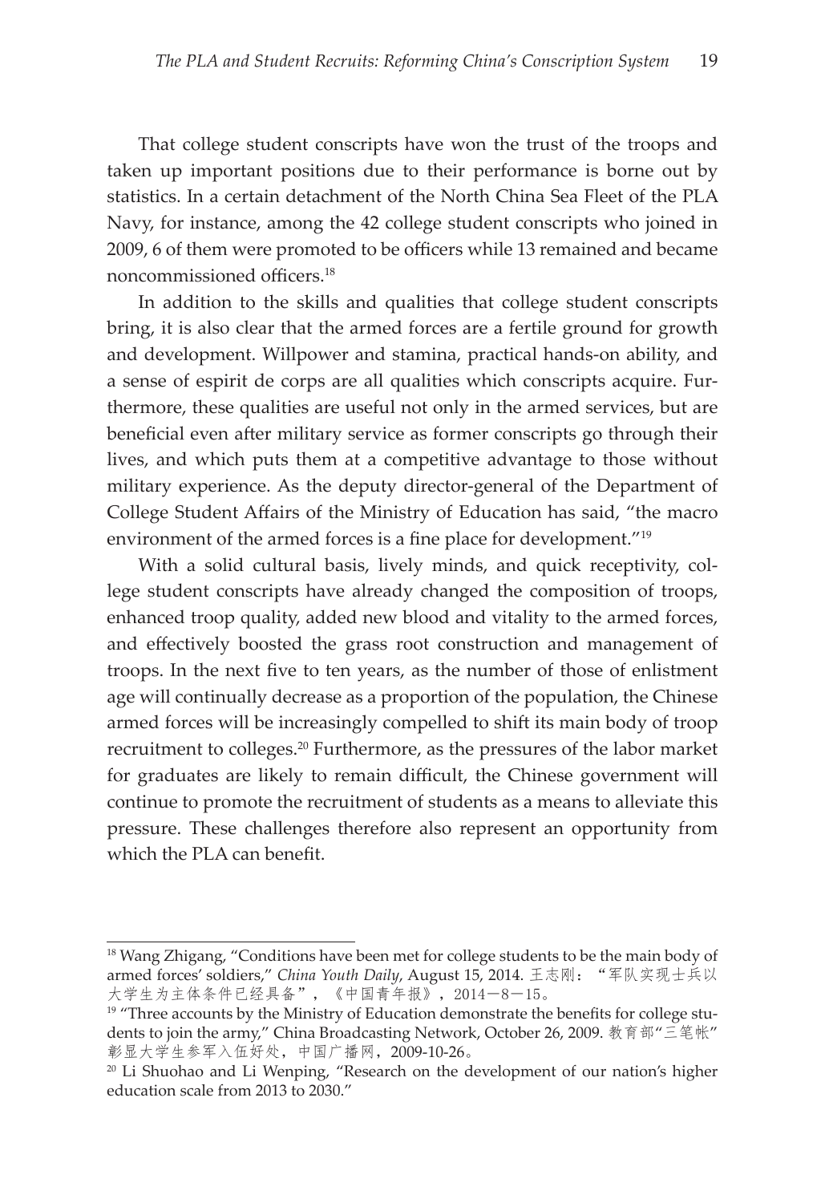That college student conscripts have won the trust of the troops and taken up important positions due to their performance is borne out by statistics. In a certain detachment of the North China Sea Fleet of the PLA Navy, for instance, among the 42 college student conscripts who joined in 2009, 6 of them were promoted to be officers while 13 remained and became noncommissioned officers.[18]

In addition to the skills and qualities that college student conscripts bring, it is also clear that the armed forces are a fertile ground for growth and development. Willpower and stamina, practical hands-on ability, and a sense of espirit de corps are all qualities which conscripts acquire. Furthermore, these qualities are useful not only in the armed services, but are beneficial even after military service as former conscripts go through their lives, and which puts them at a competitive advantage to those without military experience. As the deputy director-general of the Department of College Student Affairs of the Ministry of Education has said, "the macro environment of the armed forces is a fine place for development."[19]

With a solid cultural basis, lively minds, and quick receptivity, college student conscripts have already changed the composition of troops, enhanced troop quality, added new blood and vitality to the armed forces, and effectively boosted the grass root construction and management of troops. In the next five to ten years, as the number of those of enlistment age will continually decrease as a proportion of the population, the Chinese armed forces will be increasingly compelled to shift its main body of troop recruitment to colleges.[20] Furthermore, as the pressures of the labor market for graduates are likely to remain difficult, the Chinese government will continue to promote the recruitment of students as a means to alleviate this pressure. These challenges therefore also represent an opportunity from which the PLA can benefit.

---

[18] Wang Zhigang, "Conditions have been met for college students to be the main body of armed forces' soldiers," *China Youth Daily*, August 15, 2014. 王志刚："军队实现士兵以大学生为主体条件已经具备"，《中国青年报》，2014－8－15。

[19] "Three accounts by the Ministry of Education demonstrate the benefits for college students to join the army," China Broadcasting Network, October 26, 2009. 教育部"三笔帐"彰显大学生参军入伍好处，中国广播网，2009-10-26。

[20] Li Shuohao and Li Wenping, "Research on the development of our nation's higher education scale from 2013 to 2030."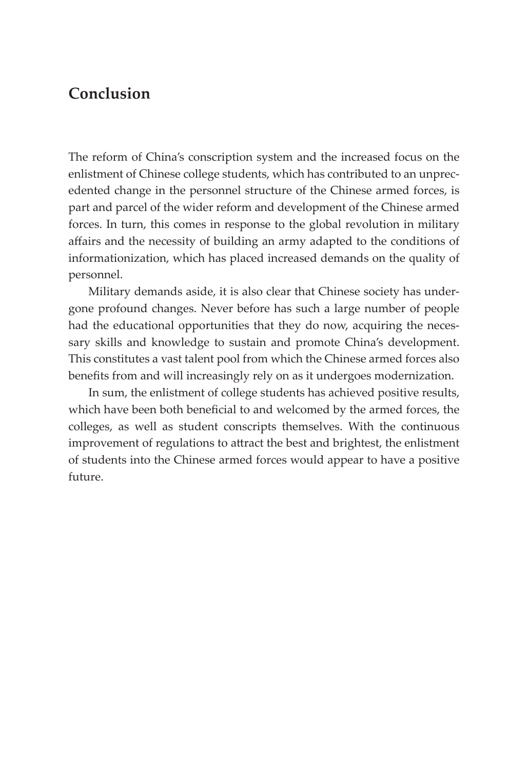## Conclusion

The reform of China's conscription system and the increased focus on the enlistment of Chinese college students, which has contributed to an unprecedented change in the personnel structure of the Chinese armed forces, is part and parcel of the wider reform and development of the Chinese armed forces. In turn, this comes in response to the global revolution in military affairs and the necessity of building an army adapted to the conditions of informationization, which has placed increased demands on the quality of personnel.

Military demands aside, it is also clear that Chinese society has undergone profound changes. Never before has such a large number of people had the educational opportunities that they do now, acquiring the necessary skills and knowledge to sustain and promote China's development. This constitutes a vast talent pool from which the Chinese armed forces also benefits from and will increasingly rely on as it undergoes modernization.

In sum, the enlistment of college students has achieved positive results, which have been both beneficial to and welcomed by the armed forces, the colleges, as well as student conscripts themselves. With the continuous improvement of regulations to attract the best and brightest, the enlistment of students into the Chinese armed forces would appear to have a positive future.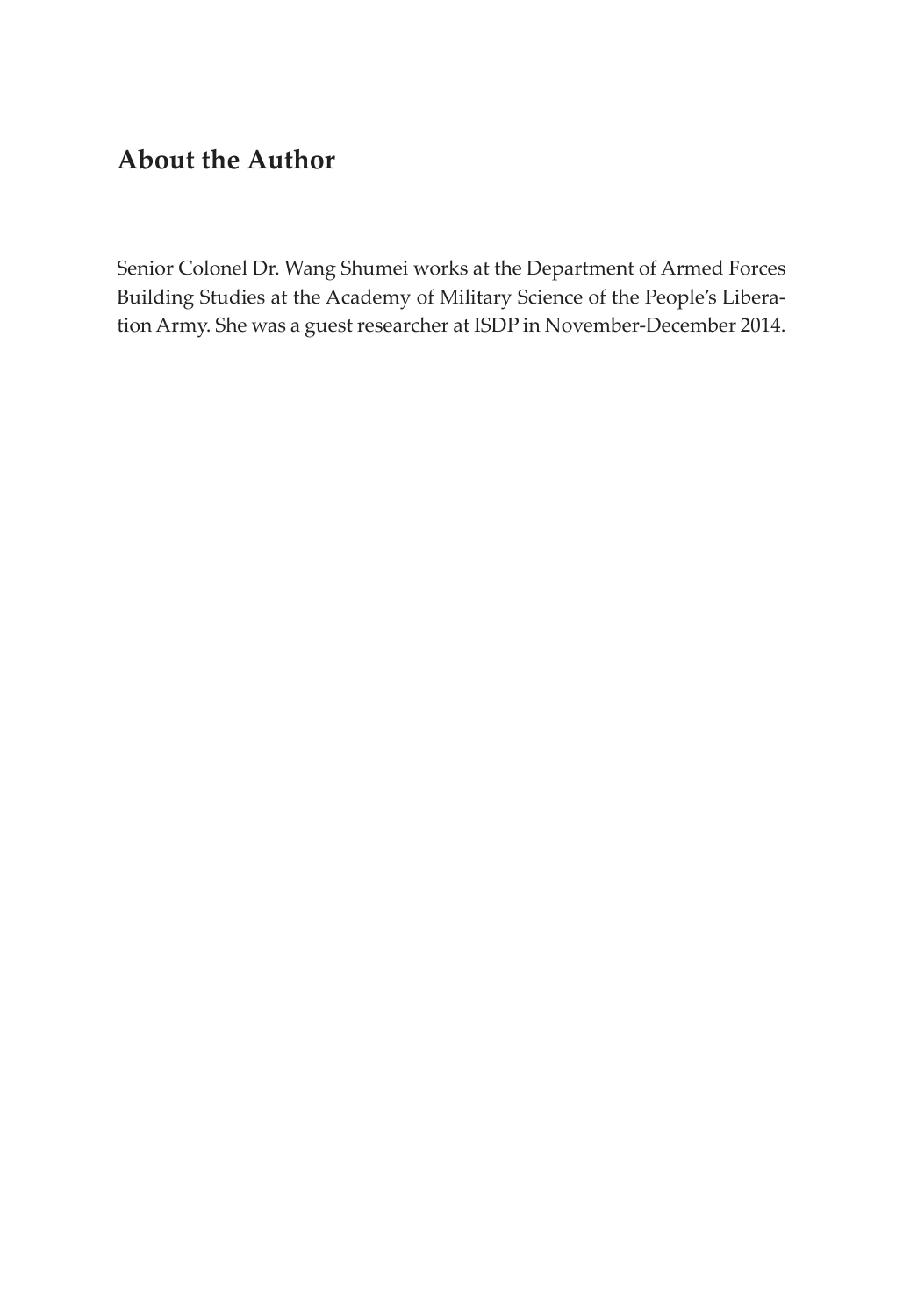## About the Author

Senior Colonel Dr. Wang Shumei works at the Department of Armed Forces Building Studies at the Academy of Military Science of the People's Liberation Army. She was a guest researcher at ISDP in November-December 2014.